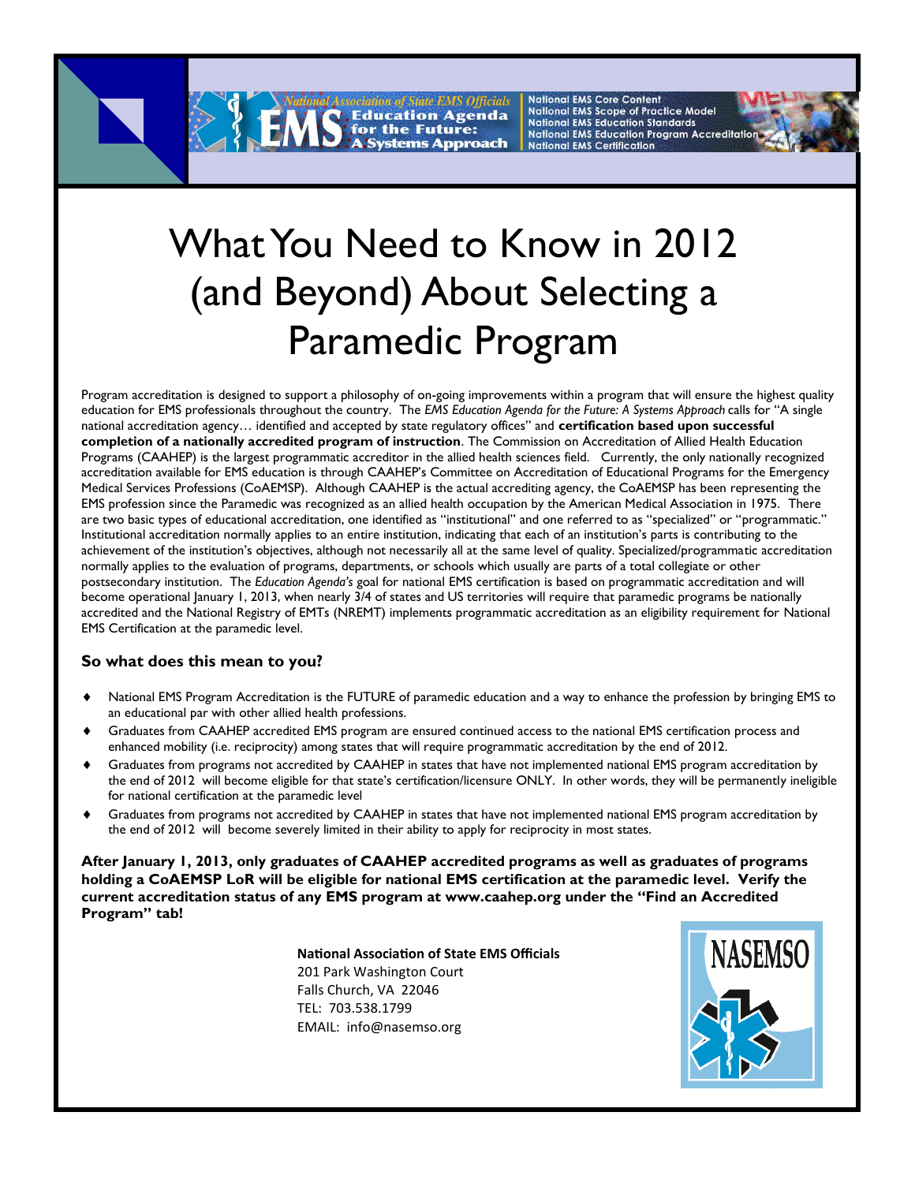National Association of State EMS Officials **Education Agenda for the Future: A Systems Approach**

National EMS Core Content
National EMS Scope of Practice Model
National EMS Education Standards
National EMS Education Program Accreditation
National EMS Certification

# What You Need to Know in 2012 (and Beyond) About Selecting a Paramedic Program

Program accreditation is designed to support a philosophy of on-going improvements within a program that will ensure the highest quality education for EMS professionals throughout the country. The *EMS Education Agenda for the Future: A Systems Approach* calls for "A single national accreditation agency… identified and accepted by state regulatory offices" and **certification based upon successful completion of a nationally accredited program of instruction**. The Commission on Accreditation of Allied Health Education Programs (CAAHEP) is the largest programmatic accreditor in the allied health sciences field. Currently, the only nationally recognized accreditation available for EMS education is through CAAHEP's Committee on Accreditation of Educational Programs for the Emergency Medical Services Professions (CoAEMSP). Although CAAHEP is the actual accrediting agency, the CoAEMSP has been representing the EMS profession since the Paramedic was recognized as an allied health occupation by the American Medical Association in 1975. There are two basic types of educational accreditation, one identified as "institutional" and one referred to as "specialized" or "programmatic." Institutional accreditation normally applies to an entire institution, indicating that each of an institution's parts is contributing to the achievement of the institution's objectives, although not necessarily all at the same level of quality. Specialized/programmatic accreditation normally applies to the evaluation of programs, departments, or schools which usually are parts of a total collegiate or other postsecondary institution. The *Education Agenda's* goal for national EMS certification is based on programmatic accreditation and will become operational January 1, 2013, when nearly 3/4 of states and US territories will require that paramedic programs be nationally accredited and the National Registry of EMTs (NREMT) implements programmatic accreditation as an eligibility requirement for National EMS Certification at the paramedic level.

### So what does this mean to you?

- National EMS Program Accreditation is the FUTURE of paramedic education and a way to enhance the profession by bringing EMS to an educational par with other allied health professions.
- Graduates from CAAHEP accredited EMS program are ensured continued access to the national EMS certification process and enhanced mobility (i.e. reciprocity) among states that will require programmatic accreditation by the end of 2012.
- Graduates from programs not accredited by CAAHEP in states that have not implemented national EMS program accreditation by the end of 2012 will become eligible for that state's certification/licensure ONLY. In other words, they will be permanently ineligible for national certification at the paramedic level
- Graduates from programs not accredited by CAAHEP in states that have not implemented national EMS program accreditation by the end of 2012 will become severely limited in their ability to apply for reciprocity in most states.

**After January 1, 2013, only graduates of CAAHEP accredited programs as well as graduates of programs holding a CoAEMSP LoR will be eligible for national EMS certification at the paramedic level. Verify the current accreditation status of any EMS program at www.caahep.org under the "Find an Accredited Program" tab!**

**National Association of State EMS Officials**
201 Park Washington Court
Falls Church, VA 22046
TEL: 703.538.1799
EMAIL: info@nasemso.org

NASEMSO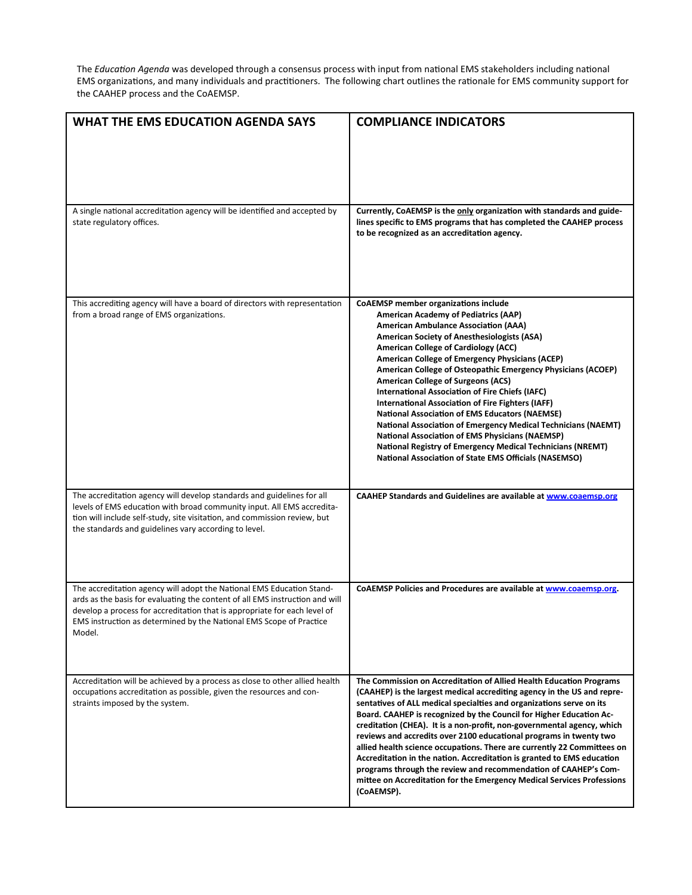The *Education Agenda* was developed through a consensus process with input from national EMS stakeholders including national EMS organizations, and many individuals and practitioners. The following chart outlines the rationale for EMS community support for the CAAHEP process and the CoAEMSP.

| WHAT THE EMS EDUCATION AGENDA SAYS | COMPLIANCE INDICATORS |
|---|---|
| A single national accreditation agency will be identified and accepted by state regulatory offices. | **Currently, CoAEMSP is the only organization with standards and guidelines specific to EMS programs that has completed the CAAHEP process to be recognized as an accreditation agency.** |
| This accrediting agency will have a board of directors with representation from a broad range of EMS organizations. | **CoAEMSP member organizations include**<br>**American Academy of Pediatrics (AAP)**<br>**American Ambulance Association (AAA)**<br>**American Society of Anesthesiologists (ASA)**<br>**American College of Cardiology (ACC)**<br>**American College of Emergency Physicians (ACEP)**<br>**American College of Osteopathic Emergency Physicians (ACOEP)**<br>**American College of Surgeons (ACS)**<br>**International Association of Fire Chiefs (IAFC)**<br>**International Association of Fire Fighters (IAFF)**<br>**National Association of EMS Educators (NAEMSE)**<br>**National Association of Emergency Medical Technicians (NAEMT)**<br>**National Association of EMS Physicians (NAEMSP)**<br>**National Registry of Emergency Medical Technicians (NREMT)**<br>**National Association of State EMS Officials (NASEMSO)** |
| The accreditation agency will develop standards and guidelines for all levels of EMS education with broad community input. All EMS accreditation will include self-study, site visitation, and commission review, but the standards and guidelines vary according to level. | **CAAHEP Standards and Guidelines are available at [www.coaemsp.org](www.coaemsp.org)** |
| The accreditation agency will adopt the National EMS Education Standards as the basis for evaluating the content of all EMS instruction and will develop a process for accreditation that is appropriate for each level of EMS instruction as determined by the National EMS Scope of Practice Model. | **CoAEMSP Policies and Procedures are available at [www.coaemsp.org](www.coaemsp.org).** |
| Accreditation will be achieved by a process as close to other allied health occupations accreditation as possible, given the resources and constraints imposed by the system. | **The Commission on Accreditation of Allied Health Education Programs (CAAHEP) is the largest medical accrediting agency in the US and representatives of ALL medical specialties and organizations serve on its Board. CAAHEP is recognized by the Council for Higher Education Accreditation (CHEA). It is a non-profit, non-governmental agency, which reviews and accredits over 2100 educational programs in twenty two allied health science occupations. There are currently 22 Committees on Accreditation in the nation. Accreditation is granted to EMS education programs through the review and recommendation of CAAHEP's Committee on Accreditation for the Emergency Medical Services Professions (CoAEMSP).** |